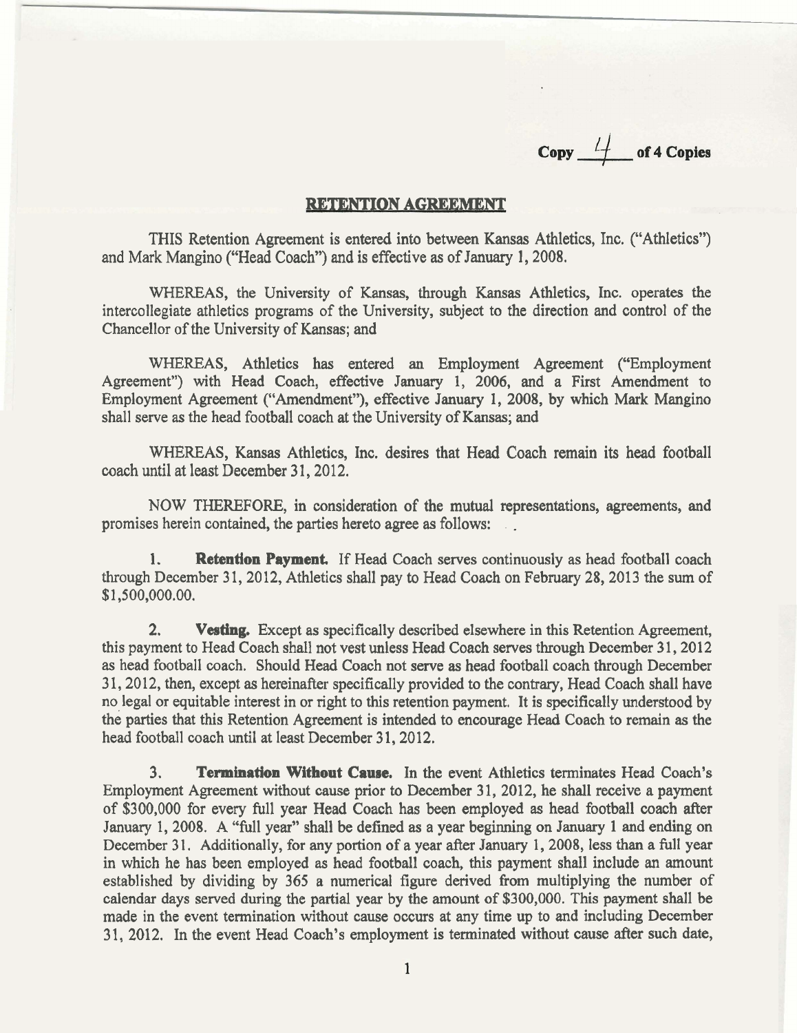Copy 4 of 4 Copies

# RETENTION AGREEMENT

THIS Retention Agreement is entered into between Kansas Athletics, Inc. ("Athletics") and Mark Mangino ("Head Coach") and is effective as of January 1, 2008.

WHEREAS, the University of Kansas, through Kansas Athletics, Inc. operates the intercollegiate athletics programs of the University, subject to the direction and control of the Chancellor of the University of Kansas; and

WHEREAS, Athletics has entered an Employment Agreement ("Employment Agreement") with Head Coach, effective January 1, 2006, and a First Amendment to Employment Agreement ("Amendment"), effective January 1, 2008, by which Mark Mangino shall serve as the head football coach at the University of Kansas; and

WHEREAS, Kansas Athletics, Inc. desires that Head Coach remain its head football coach until at least December 31, 2012.

NOW THEREFORE, in consideration of the mutual representations, agreements, and promises herein contained, the parties hereto agree as follows:

1. **Retention Payment.** If Head Coach serves continuously as head football coach through December 31, 2012, Athletics shall pay to Head Coach on February 28, 2013 the sum of $1,500,000.00.

2. **Vesting.** Except as specifically described elsewhere in this Retention Agreement, this payment to Head Coach shall not vest unless Head Coach serves through December 31, 2012 as head football coach. Should Head Coach not serve as head football coach through December 31, 2012, then, except as hereinafter specifically provided to the contrary, Head Coach shall have no legal or equitable interest in or right to this retention payment. It is specifically understood by the parties that this Retention Agreement is intended to encourage Head Coach to remain as the head football coach until at least December 31, 2012.

3. **Termination Without Cause.** In the event Athletics terminates Head Coach's Employment Agreement without cause prior to December 31, 2012, he shall receive a payment of $300,000 for every full year Head Coach has been employed as head football coach after January 1, 2008. A "full year" shall be defined as a year beginning on January 1 and ending on December 31. Additionally, for any portion of a year after January 1, 2008, less than a full year in which he has been employed as head football coach, this payment shall include an amount established by dividing by 365 a numerical figure derived from multiplying the number of calendar days served during the partial year by the amount of $300,000. This payment shall be made in the event termination without cause occurs at any time up to and including December 31, 2012. In the event Head Coach's employment is terminated without cause after such date,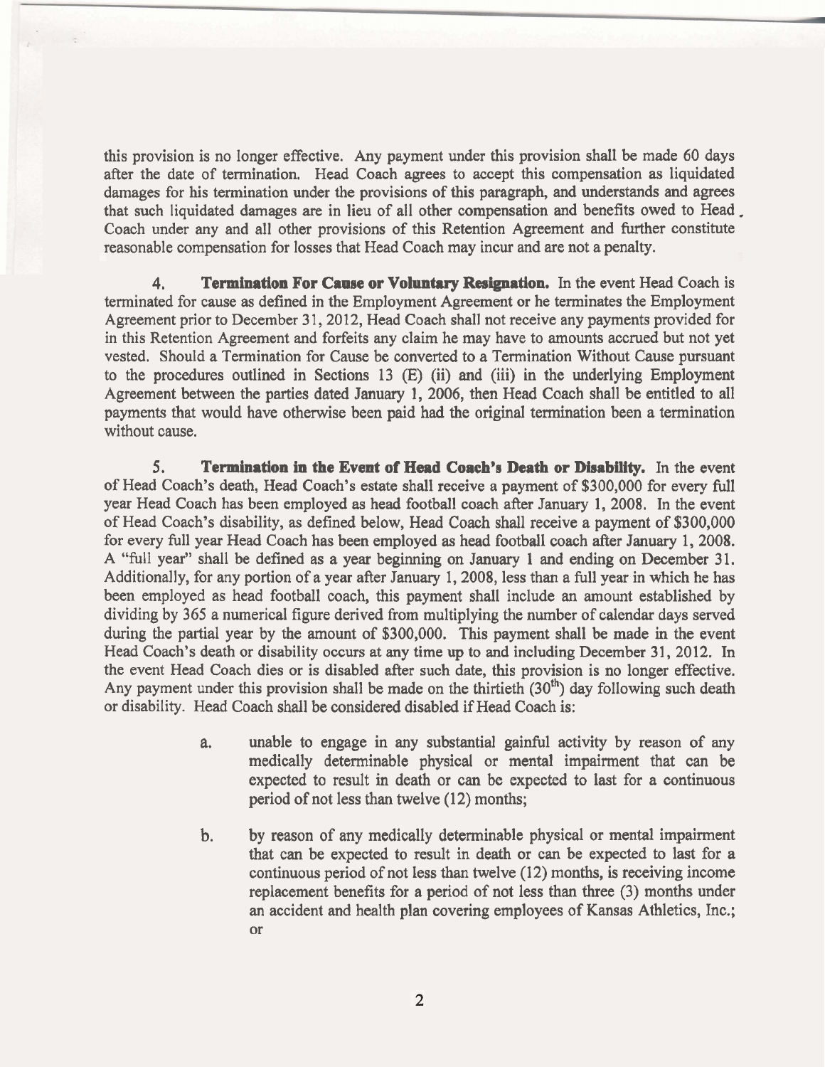this provision is no longer effective. Any payment under this provision shall be made 60 days after the date of termination. Head Coach agrees to accept this compensation as liquidated damages for his termination under the provisions of this paragraph, and understands and agrees that such liquidated damages are in lieu of all other compensation and benefits owed to Head Coach under any and all other provisions of this Retention Agreement and further constitute reasonable compensation for losses that Head Coach may incur and are not a penalty.

4. **Termination For Cause or Voluntary Resignation.** In the event Head Coach is terminated for cause as defined in the Employment Agreement or he terminates the Employment Agreement prior to December 31, 2012, Head Coach shall not receive any payments provided for in this Retention Agreement and forfeits any claim he may have to amounts accrued but not yet vested. Should a Termination for Cause be converted to a Termination Without Cause pursuant to the procedures outlined in Sections 13 (E) (ii) and (iii) in the underlying Employment Agreement between the parties dated January 1, 2006, then Head Coach shall be entitled to all payments that would have otherwise been paid had the original termination been a termination without cause.

5. **Termination in the Event of Head Coach's Death or Disability.** In the event of Head Coach's death, Head Coach's estate shall receive a payment of $300,000 for every full year Head Coach has been employed as head football coach after January 1, 2008. In the event of Head Coach's disability, as defined below, Head Coach shall receive a payment of $300,000 for every full year Head Coach has been employed as head football coach after January 1, 2008. A "full year" shall be defined as a year beginning on January 1 and ending on December 31. Additionally, for any portion of a year after January 1, 2008, less than a full year in which he has been employed as head football coach, this payment shall include an amount established by dividing by 365 a numerical figure derived from multiplying the number of calendar days served during the partial year by the amount of $300,000. This payment shall be made in the event Head Coach's death or disability occurs at any time up to and including December 31, 2012. In the event Head Coach dies or is disabled after such date, this provision is no longer effective. Any payment under this provision shall be made on the thirtieth (30th) day following such death or disability. Head Coach shall be considered disabled if Head Coach is:

a. unable to engage in any substantial gainful activity by reason of any medically determinable physical or mental impairment that can be expected to result in death or can be expected to last for a continuous period of not less than twelve (12) months;

b. by reason of any medically determinable physical or mental impairment that can be expected to result in death or can be expected to last for a continuous period of not less than twelve (12) months, is receiving income replacement benefits for a period of not less than three (3) months under an accident and health plan covering employees of Kansas Athletics, Inc.; or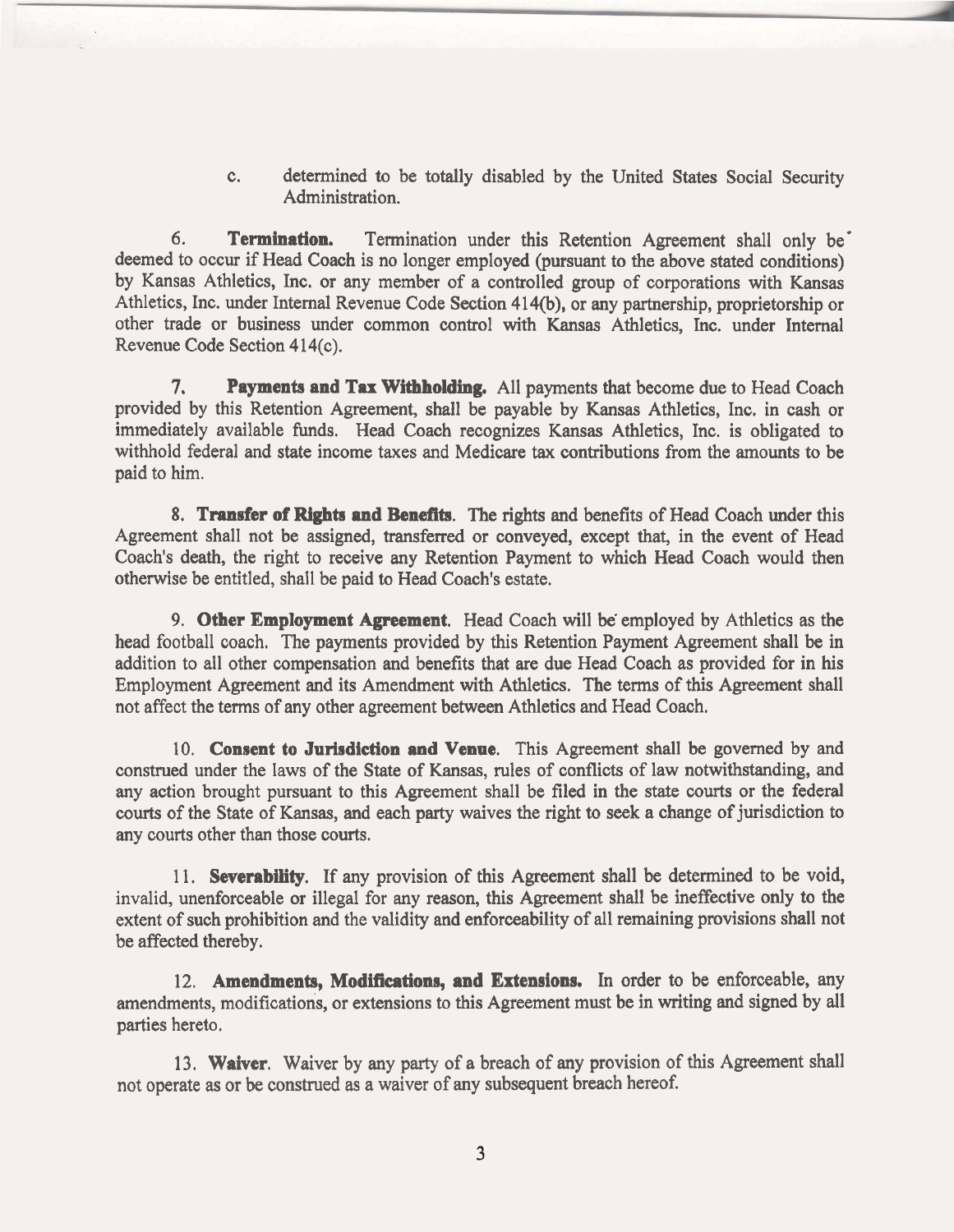c. determined to be totally disabled by the United States Social Security Administration.

6. **Termination.** Termination under this Retention Agreement shall only be deemed to occur if Head Coach is no longer employed (pursuant to the above stated conditions) by Kansas Athletics, Inc. or any member of a controlled group of corporations with Kansas Athletics, Inc. under Internal Revenue Code Section 414(b), or any partnership, proprietorship or other trade or business under common control with Kansas Athletics, Inc. under Internal Revenue Code Section 414(c).

7. **Payments and Tax Withholding.** All payments that become due to Head Coach provided by this Retention Agreement, shall be payable by Kansas Athletics, Inc. in cash or immediately available funds. Head Coach recognizes Kansas Athletics, Inc. is obligated to withhold federal and state income taxes and Medicare tax contributions from the amounts to be paid to him.

8. **Transfer of Rights and Benefits**. The rights and benefits of Head Coach under this Agreement shall not be assigned, transferred or conveyed, except that, in the event of Head Coach's death, the right to receive any Retention Payment to which Head Coach would then otherwise be entitled, shall be paid to Head Coach's estate.

9. **Other Employment Agreement**. Head Coach will be employed by Athletics as the head football coach. The payments provided by this Retention Payment Agreement shall be in addition to all other compensation and benefits that are due Head Coach as provided for in his Employment Agreement and its Amendment with Athletics. The terms of this Agreement shall not affect the terms of any other agreement between Athletics and Head Coach.

10. **Consent to Jurisdiction and Venue**. This Agreement shall be governed by and construed under the laws of the State of Kansas, rules of conflicts of law notwithstanding, and any action brought pursuant to this Agreement shall be filed in the state courts or the federal courts of the State of Kansas, and each party waives the right to seek a change of jurisdiction to any courts other than those courts.

11. **Severability**. If any provision of this Agreement shall be determined to be void, invalid, unenforceable or illegal for any reason, this Agreement shall be ineffective only to the extent of such prohibition and the validity and enforceability of all remaining provisions shall not be affected thereby.

12. **Amendments, Modifications, and Extensions.** In order to be enforceable, any amendments, modifications, or extensions to this Agreement must be in writing and signed by all parties hereto.

13. **Waiver**. Waiver by any party of a breach of any provision of this Agreement shall not operate as or be construed as a waiver of any subsequent breach hereof.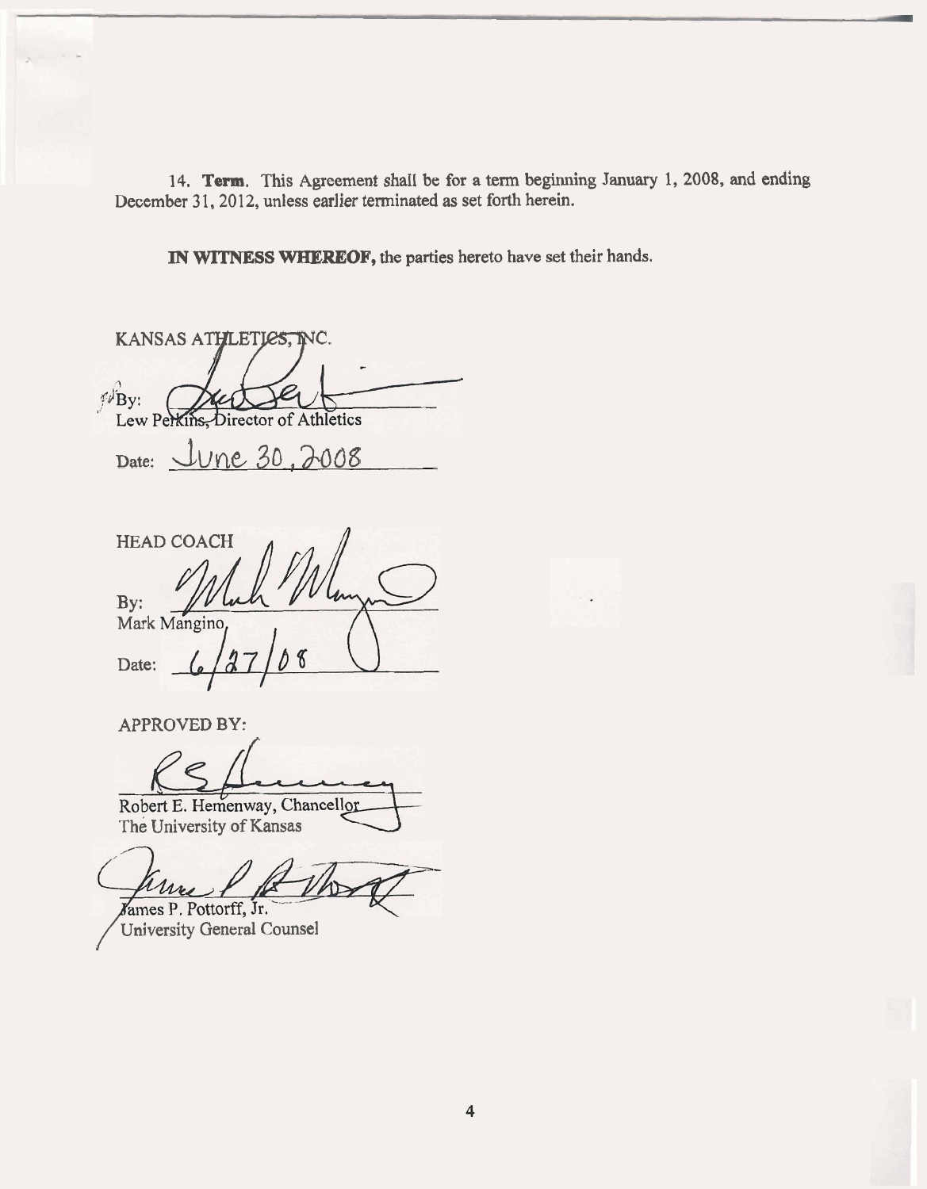14. **Term**. This Agreement shall be for a term beginning January 1, 2008, and ending December 31, 2012, unless earlier terminated as set forth herein.

**IN WITNESS WHEREOF,** the parties hereto have set their hands.

KANSAS ATHLETICS, INC.

By: ______________________
Lew Perkins, Director of Athletics

Date: June 30, 2008

HEAD COACH

By: ______________________
Mark Mangino

Date: 6/27/08

APPROVED BY:

______________________
Robert E. Hemenway, Chancellor
The University of Kansas

______________________
James P. Pottorff, Jr.
University General Counsel